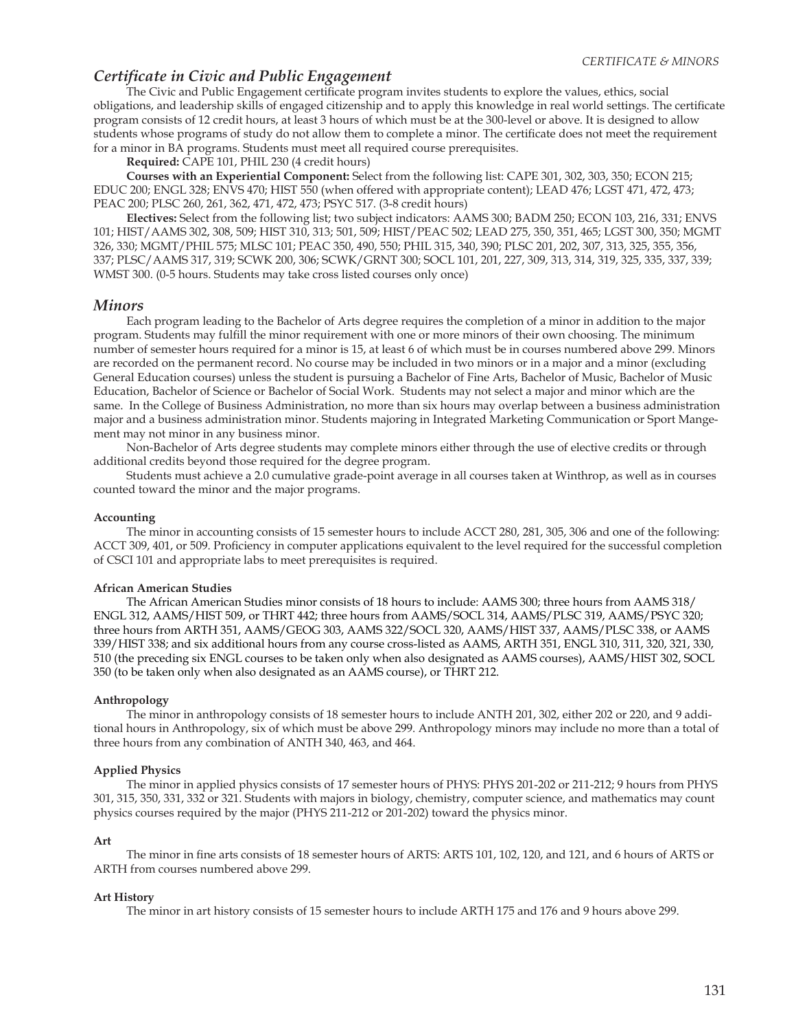## *Certificate in Civic and Public Engagement*

The Civic and Public Engagement certificate program invites students to explore the values, ethics, social obligations, and leadership skills of engaged citizenship and to apply this knowledge in real world settings. The certificate program consists of 12 credit hours, at least 3 hours of which must be at the 300-level or above. It is designed to allow students whose programs of study do not allow them to complete a minor. The certificate does not meet the requirement for a minor in BA programs. Students must meet all required course prerequisites.

**Required:** CAPE 101, PHIL 230 (4 credit hours)

**Courses with an Experiential Component:** Select from the following list: CAPE 301, 302, 303, 350; ECON 215; EDUC 200; ENGL 328; ENVS 470; HIST 550 (when offered with appropriate content); LEAD 476; LGST 471, 472, 473; PEAC 200; PLSC 260, 261, 362, 471, 472, 473; PSYC 517. (3-8 credit hours)

**Electives:** Select from the following list; two subject indicators: AAMS 300; BADM 250; ECON 103, 216, 331; ENVS 101; HIST/AAMS 302, 308, 509; HIST 310, 313; 501, 509; HIST/PEAC 502; LEAD 275, 350, 351, 465; LGST 300, 350; MGMT 326, 330; MGMT/PHIL 575; MLSC 101; PEAC 350, 490, 550; PHIL 315, 340, 390; PLSC 201, 202, 307, 313, 325, 355, 356, 337; PLSC/AAMS 317, 319; SCWK 200, 306; SCWK/GRNT 300; SOCL 101, 201, 227, 309, 313, 314, 319, 325, 335, 337, 339; WMST 300. (0-5 hours. Students may take cross listed courses only once)

## *Minors*

Each program leading to the Bachelor of Arts degree requires the completion of a minor in addition to the major program. Students may fulfill the minor requirement with one or more minors of their own choosing. The minimum number of semester hours required for a minor is 15, at least 6 of which must be in courses numbered above 299. Minors are recorded on the permanent record. No course may be included in two minors or in a major and a minor (excluding General Education courses) unless the student is pursuing a Bachelor of Fine Arts, Bachelor of Music, Bachelor of Music Education, Bachelor of Science or Bachelor of Social Work. Students may not select a major and minor which are the same. In the College of Business Administration, no more than six hours may overlap between a business administration major and a business administration minor. Students majoring in Integrated Marketing Communication or Sport Mangement may not minor in any business minor.

Non-Bachelor of Arts degree students may complete minors either through the use of elective credits or through additional credits beyond those required for the degree program.

Students must achieve a 2.0 cumulative grade-point average in all courses taken at Winthrop, as well as in courses counted toward the minor and the major programs.

#### Accounting

The minor in accounting consists of 15 semester hours to include ACCT 280, 281, 305, 306 and one of the following: ACCT 309, 401, or 509. Proficiency in computer applications equivalent to the level required for the successful completion of CSCI 101 and appropriate labs to meet prerequisites is required.

#### African American Studies

The African American Studies minor consists of 18 hours to include: AAMS 300; three hours from AAMS 318/ENGL 312, AAMS/HIST 509, or THRT 442; three hours from AAMS/SOCL 314, AAMS/PLSC 319, AAMS/PSYC 320; three hours from ARTH 351, AAMS/GEOG 303, AAMS 322/SOCL 320, AAMS/HIST 337, AAMS/PLSC 338, or AAMS 339/HIST 338; and six additional hours from any course cross-listed as AAMS, ARTH 351, ENGL 310, 311, 320, 321, 330, 510 (the preceding six ENGL courses to be taken only when also designated as AAMS courses), AAMS/HIST 302, SOCL 350 (to be taken only when also designated as an AAMS course), or THRT 212.

#### Anthropology

The minor in anthropology consists of 18 semester hours to include ANTH 201, 302, either 202 or 220, and 9 additional hours in Anthropology, six of which must be above 299. Anthropology minors may include no more than a total of three hours from any combination of ANTH 340, 463, and 464.

#### Applied Physics

The minor in applied physics consists of 17 semester hours of PHYS: PHYS 201-202 or 211-212; 9 hours from PHYS 301, 315, 350, 331, 332 or 321. Students with majors in biology, chemistry, computer science, and mathematics may count physics courses required by the major (PHYS 211-212 or 201-202) toward the physics minor.

#### Art

The minor in fine arts consists of 18 semester hours of ARTS: ARTS 101, 102, 120, and 121, and 6 hours of ARTS or ARTH from courses numbered above 299.

#### Art History

The minor in art history consists of 15 semester hours to include ARTH 175 and 176 and 9 hours above 299.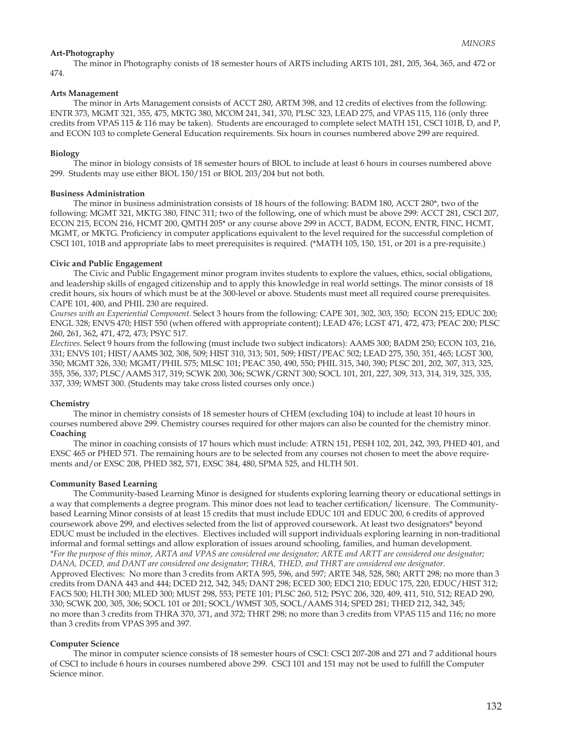### Art-Photography

The minor in Photography conists of 18 semester hours of ARTS including ARTS 101, 281, 205, 364, 365, and 472 or 474.

### Arts Management

The minor in Arts Management consists of ACCT 280, ARTM 398, and 12 credits of electives from the following: ENTR 373, MGMT 321, 355, 475, MKTG 380, MCOM 241, 341, 370, PLSC 323, LEAD 275, and VPAS 115, 116 (only three credits from VPAS 115 & 116 may be taken). Students are encouraged to complete select MATH 151, CSCI 101B, D, and P, and ECON 103 to complete General Education requirements. Six hours in courses numbered above 299 are required.

### Biology

The minor in biology consists of 18 semester hours of BIOL to include at least 6 hours in courses numbered above 299. Students may use either BIOL 150/151 or BIOL 203/204 but not both.

### Business Administration

The minor in business administration consists of 18 hours of the following: BADM 180, ACCT 280*, two of the following: MGMT 321, MKTG 380, FINC 311; two of the following, one of which must be above 299: ACCT 281, CSCI 207, ECON 215, ECON 216, HCMT 200, QMTH 205* or any course above 299 in ACCT, BADM, ECON, ENTR, FINC, HCMT, MGMT, or MKTG. Proficiency in computer applications equivalent to the level required for the successful completion of CSCI 101, 101B and appropriate labs to meet prerequisites is required. (*MATH 105, 150, 151, or 201 is a pre-requisite.)

### Civic and Public Engagement

The Civic and Public Engagement minor program invites students to explore the values, ethics, social obligations, and leadership skills of engaged citizenship and to apply this knowledge in real world settings. The minor consists of 18 credit hours, six hours of which must be at the 300-level or above. Students must meet all required course prerequisites. CAPE 101, 400, and PHIL 230 are required.

*Courses with an Experiential Component.* Select 3 hours from the following: CAPE 301, 302, 303, 350; ECON 215; EDUC 200; ENGL 328; ENVS 470; HIST 550 (when offered with appropriate content); LEAD 476; LGST 471, 472, 473; PEAC 200; PLSC 260, 261, 362, 471, 472, 473; PSYC 517.

*Electives*. Select 9 hours from the following (must include two subject indicators): AAMS 300; BADM 250; ECON 103, 216, 331; ENVS 101; HIST/AAMS 302, 308, 509; HIST 310, 313; 501, 509; HIST/PEAC 502; LEAD 275, 350, 351, 465; LGST 300, 350; MGMT 326, 330; MGMT/PHIL 575; MLSC 101; PEAC 350, 490, 550; PHIL 315, 340, 390; PLSC 201, 202, 307, 313, 325, 355, 356, 337; PLSC/AAMS 317, 319; SCWK 200, 306; SCWK/GRNT 300; SOCL 101, 201, 227, 309, 313, 314, 319, 325, 335, 337, 339; WMST 300. (Students may take cross listed courses only once.)

### Chemistry

The minor in chemistry consists of 18 semester hours of CHEM (excluding 104) to include at least 10 hours in courses numbered above 299. Chemistry courses required for other majors can also be counted for the chemistry minor.

### Coaching

The minor in coaching consists of 17 hours which must include: ATRN 151, PESH 102, 201, 242, 393, PHED 401, and EXSC 465 or PHED 571. The remaining hours are to be selected from any courses not chosen to meet the above requirements and/or EXSC 208, PHED 382, 571, EXSC 384, 480, SPMA 525, and HLTH 501.

### Community Based Learning

The Community-based Learning Minor is designed for students exploring learning theory or educational settings in a way that complements a degree program. This minor does not lead to teacher certification/ licensure. The Community-based Learning Minor consists of at least 15 credits that must include EDUC 101 and EDUC 200, 6 credits of approved coursework above 299, and electives selected from the list of approved coursework. At least two designators* beyond EDUC must be included in the electives. Electives included will support individuals exploring learning in non-traditional informal and formal settings and allow exploration of issues around schooling, families, and human development.

*\*For the purpose of this minor, ARTA and VPAS are considered one designator; ARTE and ARTT are considered one designator; DANA, DCED, and DANT are considered one designator; THRA, THED, and THRT are considered one designator.*

Approved Electives: No more than 3 credits from ARTA 595, 596, and 597; ARTE 348, 528, 580; ARTT 298; no more than 3 credits from DANA 443 and 444; DCED 212, 342, 345; DANT 298; ECED 300; EDCI 210; EDUC 175, 220, EDUC/HIST 312; FACS 500; HLTH 300; MLED 300; MUST 298, 553; PETE 101; PLSC 260, 512; PSYC 206, 320, 409, 411, 510, 512; READ 290, 330; SCWK 200, 305, 306; SOCL 101 or 201; SOCL/WMST 305, SOCL/AAMS 314; SPED 281; THED 212, 342, 345; no more than 3 credits from THRA 370, 371, and 372; THRT 298; no more than 3 credits from VPAS 115 and 116; no more than 3 credits from VPAS 395 and 397.

### Computer Science

The minor in computer science consists of 18 semester hours of CSCI: CSCI 207-208 and 271 and 7 additional hours of CSCI to include 6 hours in courses numbered above 299. CSCI 101 and 151 may not be used to fulfill the Computer Science minor.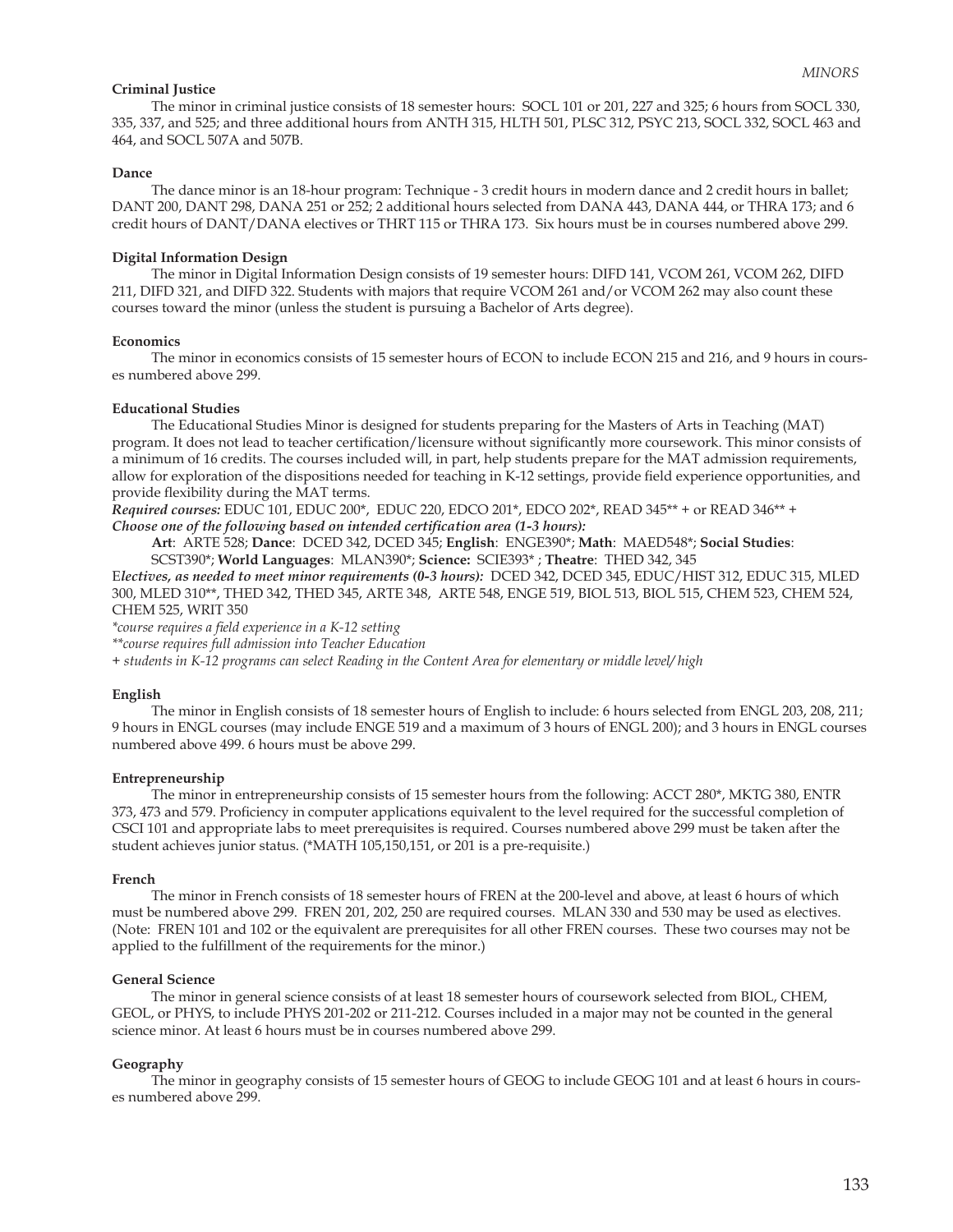### Criminal Justice

The minor in criminal justice consists of 18 semester hours: SOCL 101 or 201, 227 and 325; 6 hours from SOCL 330, 335, 337, and 525; and three additional hours from ANTH 315, HLTH 501, PLSC 312, PSYC 213, SOCL 332, SOCL 463 and 464, and SOCL 507A and 507B.

### Dance

The dance minor is an 18-hour program: Technique - 3 credit hours in modern dance and 2 credit hours in ballet; DANT 200, DANT 298, DANA 251 or 252; 2 additional hours selected from DANA 443, DANA 444, or THRA 173; and 6 credit hours of DANT/DANA electives or THRT 115 or THRA 173. Six hours must be in courses numbered above 299.

### Digital Information Design

The minor in Digital Information Design consists of 19 semester hours: DIFD 141, VCOM 261, VCOM 262, DIFD 211, DIFD 321, and DIFD 322. Students with majors that require VCOM 261 and/or VCOM 262 may also count these courses toward the minor (unless the student is pursuing a Bachelor of Arts degree).

### Economics

The minor in economics consists of 15 semester hours of ECON to include ECON 215 and 216, and 9 hours in courses numbered above 299.

### Educational Studies

The Educational Studies Minor is designed for students preparing for the Masters of Arts in Teaching (MAT) program. It does not lead to teacher certification/licensure without significantly more coursework. This minor consists of a minimum of 16 credits. The courses included will, in part, help students prepare for the MAT admission requirements, allow for exploration of the dispositions needed for teaching in K-12 settings, provide field experience opportunities, and provide flexibility during the MAT terms.

***Required courses:*** EDUC 101, EDUC 200*, EDUC 220, EDCO 201*, EDCO 202*, READ 345** + or READ 346** +

***Choose one of the following based on intended certification area (1-3 hours):***

**Art**: ARTE 528; **Dance**: DCED 342, DCED 345; **English**: ENGE390*; **Math**: MAED548*; **Social Studies**: SCST390*; **World Languages**: MLAN390*; **Science:** SCIE393* ; **Theatre**: THED 342, 345

***Electives, as needed to meet minor requirements (0-3 hours):*** DCED 342, DCED 345, EDUC/HIST 312, EDUC 315, MLED 300, MLED 310**, THED 342, THED 345, ARTE 348, ARTE 548, ENGE 519, BIOL 513, BIOL 515, CHEM 523, CHEM 524, CHEM 525, WRIT 350

*\*course requires a field experience in a K-12 setting*

*\*\*course requires full admission into Teacher Education*

*+ students in K-12 programs can select Reading in the Content Area for elementary or middle level/high*

### English

The minor in English consists of 18 semester hours of English to include: 6 hours selected from ENGL 203, 208, 211; 9 hours in ENGL courses (may include ENGE 519 and a maximum of 3 hours of ENGL 200); and 3 hours in ENGL courses numbered above 499. 6 hours must be above 299.

### Entrepreneurship

The minor in entrepreneurship consists of 15 semester hours from the following: ACCT 280*, MKTG 380, ENTR 373, 473 and 579. Proficiency in computer applications equivalent to the level required for the successful completion of CSCI 101 and appropriate labs to meet prerequisites is required. Courses numbered above 299 must be taken after the student achieves junior status. (*MATH 105,150,151, or 201 is a pre-requisite.)

### French

The minor in French consists of 18 semester hours of FREN at the 200-level and above, at least 6 hours of which must be numbered above 299. FREN 201, 202, 250 are required courses. MLAN 330 and 530 may be used as electives. (Note: FREN 101 and 102 or the equivalent are prerequisites for all other FREN courses. These two courses may not be applied to the fulfillment of the requirements for the minor.)

### General Science

The minor in general science consists of at least 18 semester hours of coursework selected from BIOL, CHEM, GEOL, or PHYS, to include PHYS 201-202 or 211-212. Courses included in a major may not be counted in the general science minor. At least 6 hours must be in courses numbered above 299.

### Geography

The minor in geography consists of 15 semester hours of GEOG to include GEOG 101 and at least 6 hours in courses numbered above 299.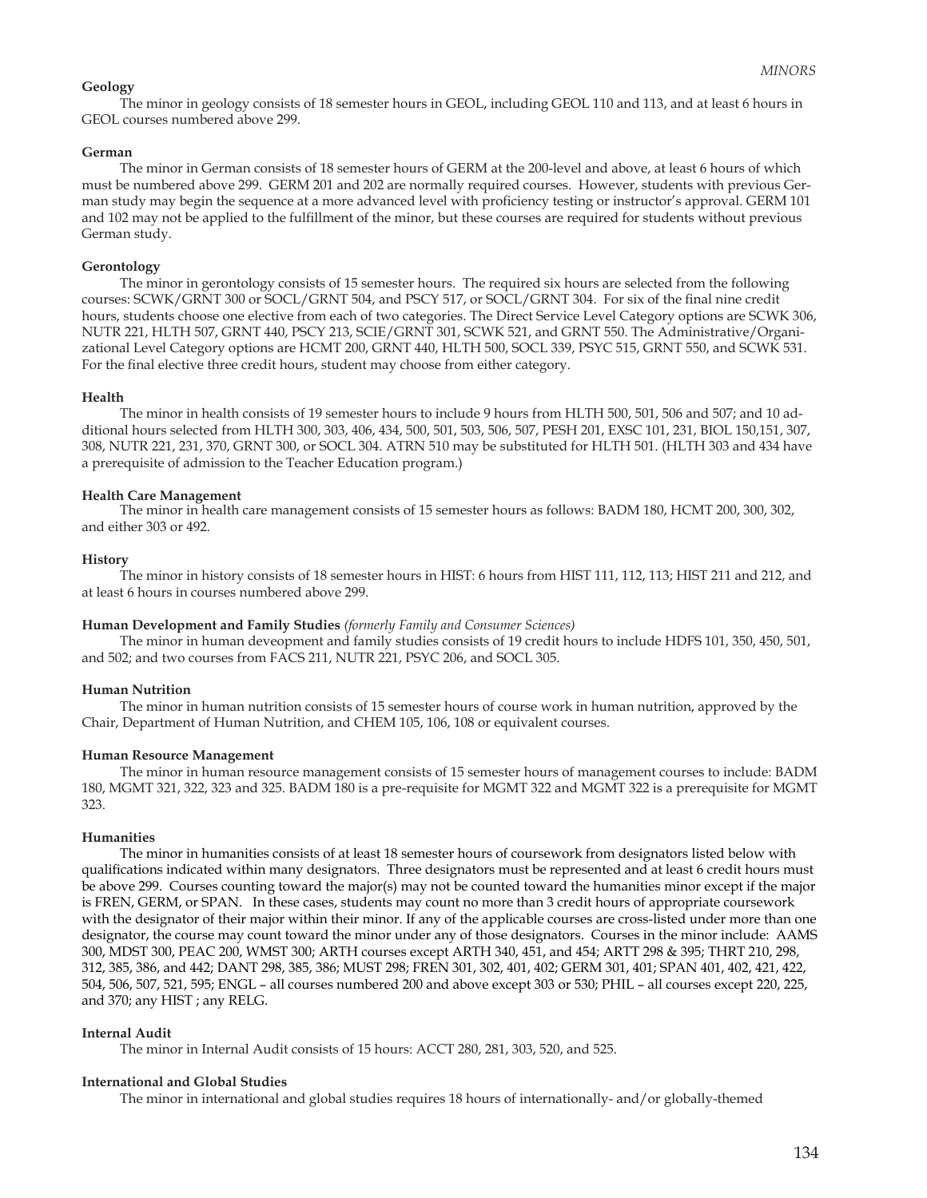### Geology

The minor in geology consists of 18 semester hours in GEOL, including GEOL 110 and 113, and at least 6 hours in GEOL courses numbered above 299.

### German

The minor in German consists of 18 semester hours of GERM at the 200-level and above, at least 6 hours of which must be numbered above 299. GERM 201 and 202 are normally required courses. However, students with previous German study may begin the sequence at a more advanced level with proficiency testing or instructor's approval. GERM 101 and 102 may not be applied to the fulfillment of the minor, but these courses are required for students without previous German study.

### Gerontology

The minor in gerontology consists of 15 semester hours. The required six hours are selected from the following courses: SCWK/GRNT 300 or SOCL/GRNT 504, and PSCY 517, or SOCL/GRNT 304. For six of the final nine credit hours, students choose one elective from each of two categories. The Direct Service Level Category options are SCWK 306, NUTR 221, HLTH 507, GRNT 440, PSCY 213, SCIE/GRNT 301, SCWK 521, and GRNT 550. The Administrative/Organizational Level Category options are HCMT 200, GRNT 440, HLTH 500, SOCL 339, PSYC 515, GRNT 550, and SCWK 531. For the final elective three credit hours, student may choose from either category.

### Health

The minor in health consists of 19 semester hours to include 9 hours from HLTH 500, 501, 506 and 507; and 10 additional hours selected from HLTH 300, 303, 406, 434, 500, 501, 503, 506, 507, PESH 201, EXSC 101, 231, BIOL 150,151, 307, 308, NUTR 221, 231, 370, GRNT 300, or SOCL 304. ATRN 510 may be substituted for HLTH 501. (HLTH 303 and 434 have a prerequisite of admission to the Teacher Education program.)

### Health Care Management

The minor in health care management consists of 15 semester hours as follows: BADM 180, HCMT 200, 300, 302, and either 303 or 492.

### History

The minor in history consists of 18 semester hours in HIST: 6 hours from HIST 111, 112, 113; HIST 211 and 212, and at least 6 hours in courses numbered above 299.

### Human Development and Family Studies *(formerly Family and Consumer Sciences)*

The minor in human deveopment and family studies consists of 19 credit hours to include HDFS 101, 350, 450, 501, and 502; and two courses from FACS 211, NUTR 221, PSYC 206, and SOCL 305.

### Human Nutrition

The minor in human nutrition consists of 15 semester hours of course work in human nutrition, approved by the Chair, Department of Human Nutrition, and CHEM 105, 106, 108 or equivalent courses.

### Human Resource Management

The minor in human resource management consists of 15 semester hours of management courses to include: BADM 180, MGMT 321, 322, 323 and 325. BADM 180 is a pre-requisite for MGMT 322 and MGMT 322 is a prerequisite for MGMT 323.

### Humanities

The minor in humanities consists of at least 18 semester hours of coursework from designators listed below with qualifications indicated within many designators. Three designators must be represented and at least 6 credit hours must be above 299. Courses counting toward the major(s) may not be counted toward the humanities minor except if the major is FREN, GERM, or SPAN. In these cases, students may count no more than 3 credit hours of appropriate coursework with the designator of their major within their minor. If any of the applicable courses are cross-listed under more than one designator, the course may count toward the minor under any of those designators. Courses in the minor include: AAMS 300, MDST 300, PEAC 200, WMST 300; ARTH courses except ARTH 340, 451, and 454; ARTT 298 & 395; THRT 210, 298, 312, 385, 386, and 442; DANT 298, 385, 386; MUST 298; FREN 301, 302, 401, 402; GERM 301, 401; SPAN 401, 402, 421, 422, 504, 506, 507, 521, 595; ENGL – all courses numbered 200 and above except 303 or 530; PHIL – all courses except 220, 225, and 370; any HIST ; any RELG.

### Internal Audit

The minor in Internal Audit consists of 15 hours: ACCT 280, 281, 303, 520, and 525.

### International and Global Studies

The minor in international and global studies requires 18 hours of internationally- and/or globally-themed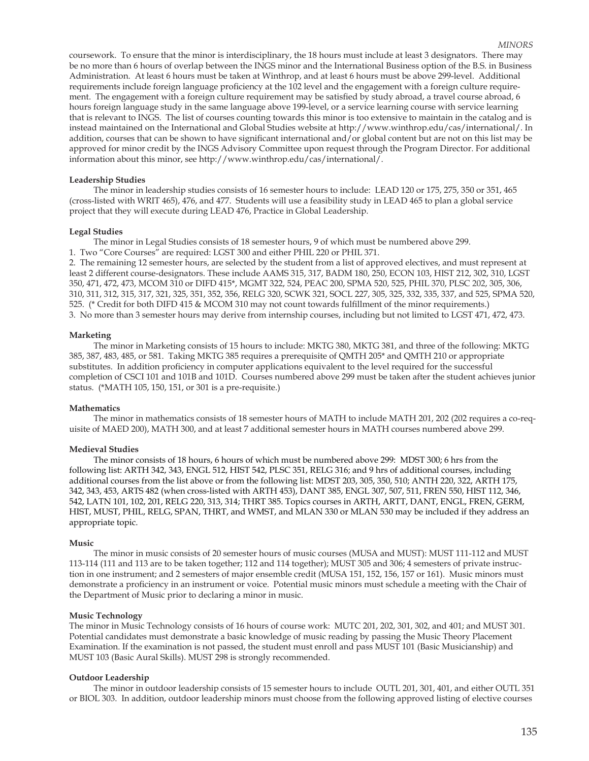coursework. To ensure that the minor is interdisciplinary, the 18 hours must include at least 3 designators. There may be no more than 6 hours of overlap between the INGS minor and the International Business option of the B.S. in Business Administration. At least 6 hours must be taken at Winthrop, and at least 6 hours must be above 299-level. Additional requirements include foreign language proficiency at the 102 level and the engagement with a foreign culture requirement. The engagement with a foreign culture requirement may be satisfied by study abroad, a travel course abroad, 6 hours foreign language study in the same language above 199-level, or a service learning course with service learning that is relevant to INGS. The list of courses counting towards this minor is too extensive to maintain in the catalog and is instead maintained on the International and Global Studies website at http://www.winthrop.edu/cas/international/. In addition, courses that can be shown to have significant international and/or global content but are not on this list may be approved for minor credit by the INGS Advisory Committee upon request through the Program Director. For additional information about this minor, see http://www.winthrop.edu/cas/international/.

**Leadership Studies**

The minor in leadership studies consists of 16 semester hours to include: LEAD 120 or 175, 275, 350 or 351, 465 (cross-listed with WRIT 465), 476, and 477. Students will use a feasibility study in LEAD 465 to plan a global service project that they will execute during LEAD 476, Practice in Global Leadership.

**Legal Studies**

The minor in Legal Studies consists of 18 semester hours, 9 of which must be numbered above 299.

1. Two "Core Courses" are required: LGST 300 and either PHIL 220 or PHIL 371.
2. The remaining 12 semester hours, are selected by the student from a list of approved electives, and must represent at least 2 different course-designators. These include AAMS 315, 317, BADM 180, 250, ECON 103, HIST 212, 302, 310, LGST 350, 471, 472, 473, MCOM 310 or DIFD 415*, MGMT 322, 524, PEAC 200, SPMA 520, 525, PHIL 370, PLSC 202, 305, 306, 310, 311, 312, 315, 317, 321, 325, 351, 352, 356, RELG 320, SCWK 321, SOCL 227, 305, 325, 332, 335, 337, and 525, SPMA 520, 525. (* Credit for both DIFD 415 & MCOM 310 may not count towards fulfillment of the minor requirements.)
3. No more than 3 semester hours may derive from internship courses, including but not limited to LGST 471, 472, 473.

**Marketing**

The minor in Marketing consists of 15 hours to include: MKTG 380, MKTG 381, and three of the following: MKTG 385, 387, 483, 485, or 581. Taking MKTG 385 requires a prerequisite of QMTH 205* and QMTH 210 or appropriate substitutes. In addition proficiency in computer applications equivalent to the level required for the successful completion of CSCI 101 and 101B and 101D. Courses numbered above 299 must be taken after the student achieves junior status. (*MATH 105, 150, 151, or 301 is a pre-requisite.)

**Mathematics**

The minor in mathematics consists of 18 semester hours of MATH to include MATH 201, 202 (202 requires a co-requisite of MAED 200), MATH 300, and at least 7 additional semester hours in MATH courses numbered above 299.

**Medieval Studies**

The minor consists of 18 hours, 6 hours of which must be numbered above 299: MDST 300; 6 hrs from the following list: ARTH 342, 343, ENGL 512, HIST 542, PLSC 351, RELG 316; and 9 hrs of additional courses, including additional courses from the list above or from the following list: MDST 203, 305, 350, 510; ANTH 220, 322, ARTH 175, 342, 343, 453, ARTS 482 (when cross-listed with ARTH 453), DANT 385, ENGL 307, 507, 511, FREN 550, HIST 112, 346, 542, LATN 101, 102, 201, RELG 220, 313, 314; THRT 385. Topics courses in ARTH, ARTT, DANT, ENGL, FREN, GERM, HIST, MUST, PHIL, RELG, SPAN, THRT, and WMST, and MLAN 330 or MLAN 530 may be included if they address an appropriate topic.

**Music**

The minor in music consists of 20 semester hours of music courses (MUSA and MUST): MUST 111-112 and MUST 113-114 (111 and 113 are to be taken together; 112 and 114 together); MUST 305 and 306; 4 semesters of private instruction in one instrument; and 2 semesters of major ensemble credit (MUSA 151, 152, 156, 157 or 161). Music minors must demonstrate a proficiency in an instrument or voice. Potential music minors must schedule a meeting with the Chair of the Department of Music prior to declaring a minor in music.

**Music Technology**

The minor in Music Technology consists of 16 hours of course work: MUTC 201, 202, 301, 302, and 401; and MUST 301. Potential candidates must demonstrate a basic knowledge of music reading by passing the Music Theory Placement Examination. If the examination is not passed, the student must enroll and pass MUST 101 (Basic Musicianship) and MUST 103 (Basic Aural Skills). MUST 298 is strongly recommended.

**Outdoor Leadership**

The minor in outdoor leadership consists of 15 semester hours to include OUTL 201, 301, 401, and either OUTL 351 or BIOL 303. In addition, outdoor leadership minors must choose from the following approved listing of elective courses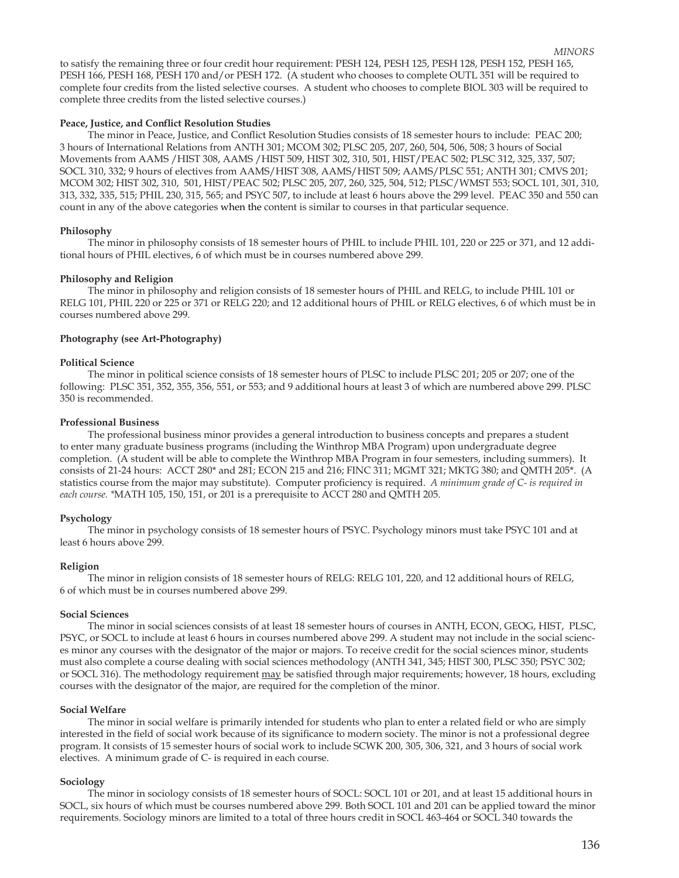to satisfy the remaining three or four credit hour requirement: PESH 124, PESH 125, PESH 128, PESH 152, PESH 165, PESH 166, PESH 168, PESH 170 and/or PESH 172. (A student who chooses to complete OUTL 351 will be required to complete four credits from the listed selective courses. A student who chooses to complete BIOL 303 will be required to complete three credits from the listed selective courses.)

**Peace, Justice, and Conflict Resolution Studies**

The minor in Peace, Justice, and Conflict Resolution Studies consists of 18 semester hours to include: PEAC 200; 3 hours of International Relations from ANTH 301; MCOM 302; PLSC 205, 207, 260, 504, 506, 508; 3 hours of Social Movements from AAMS /HIST 308, AAMS /HIST 509, HIST 302, 310, 501, HIST/PEAC 502; PLSC 312, 325, 337, 507; SOCL 310, 332; 9 hours of electives from AAMS/HIST 308, AAMS/HIST 509; AAMS/PLSC 551; ANTH 301; CMVS 201; MCOM 302; HIST 302, 310, 501, HIST/PEAC 502; PLSC 205, 207, 260, 325, 504, 512; PLSC/WMST 553; SOCL 101, 301, 310, 313, 332, 335, 515; PHIL 230, 315, 565; and PSYC 507, to include at least 6 hours above the 299 level. PEAC 350 and 550 can count in any of the above categories when the content is similar to courses in that particular sequence.

**Philosophy**

The minor in philosophy consists of 18 semester hours of PHIL to include PHIL 101, 220 or 225 or 371, and 12 additional hours of PHIL electives, 6 of which must be in courses numbered above 299.

**Philosophy and Religion**

The minor in philosophy and religion consists of 18 semester hours of PHIL and RELG, to include PHIL 101 or RELG 101, PHIL 220 or 225 or 371 or RELG 220; and 12 additional hours of PHIL or RELG electives, 6 of which must be in courses numbered above 299.

**Photography (see Art-Photography)**

**Political Science**

The minor in political science consists of 18 semester hours of PLSC to include PLSC 201; 205 or 207; one of the following: PLSC 351, 352, 355, 356, 551, or 553; and 9 additional hours at least 3 of which are numbered above 299. PLSC 350 is recommended.

**Professional Business**

The professional business minor provides a general introduction to business concepts and prepares a student to enter many graduate business programs (including the Winthrop MBA Program) upon undergraduate degree completion. (A student will be able to complete the Winthrop MBA Program in four semesters, including summers). It consists of 21-24 hours: ACCT 280* and 281; ECON 215 and 216; FINC 311; MGMT 321; MKTG 380; and QMTH 205*. (A statistics course from the major may substitute). Computer proficiency is required. *A minimum grade of C- is required in each course.* *MATH 105, 150, 151, or 201 is a prerequisite to ACCT 280 and QMTH 205.

**Psychology**

The minor in psychology consists of 18 semester hours of PSYC. Psychology minors must take PSYC 101 and at least 6 hours above 299.

**Religion**

The minor in religion consists of 18 semester hours of RELG: RELG 101, 220, and 12 additional hours of RELG, 6 of which must be in courses numbered above 299.

**Social Sciences**

The minor in social sciences consists of at least 18 semester hours of courses in ANTH, ECON, GEOG, HIST, PLSC, PSYC, or SOCL to include at least 6 hours in courses numbered above 299. A student may not include in the social sciences minor any courses with the designator of the major or majors. To receive credit for the social sciences minor, students must also complete a course dealing with social sciences methodology (ANTH 341, 345; HIST 300, PLSC 350; PSYC 302; or SOCL 316). The methodology requirement <u>may</u> be satisfied through major requirements; however, 18 hours, excluding courses with the designator of the major, are required for the completion of the minor.

**Social Welfare**

The minor in social welfare is primarily intended for students who plan to enter a related field or who are simply interested in the field of social work because of its significance to modern society. The minor is not a professional degree program. It consists of 15 semester hours of social work to include SCWK 200, 305, 306, 321, and 3 hours of social work electives. A minimum grade of C- is required in each course.

**Sociology**

The minor in sociology consists of 18 semester hours of SOCL: SOCL 101 or 201, and at least 15 additional hours in SOCL, six hours of which must be courses numbered above 299. Both SOCL 101 and 201 can be applied toward the minor requirements. Sociology minors are limited to a total of three hours credit in SOCL 463-464 or SOCL 340 towards the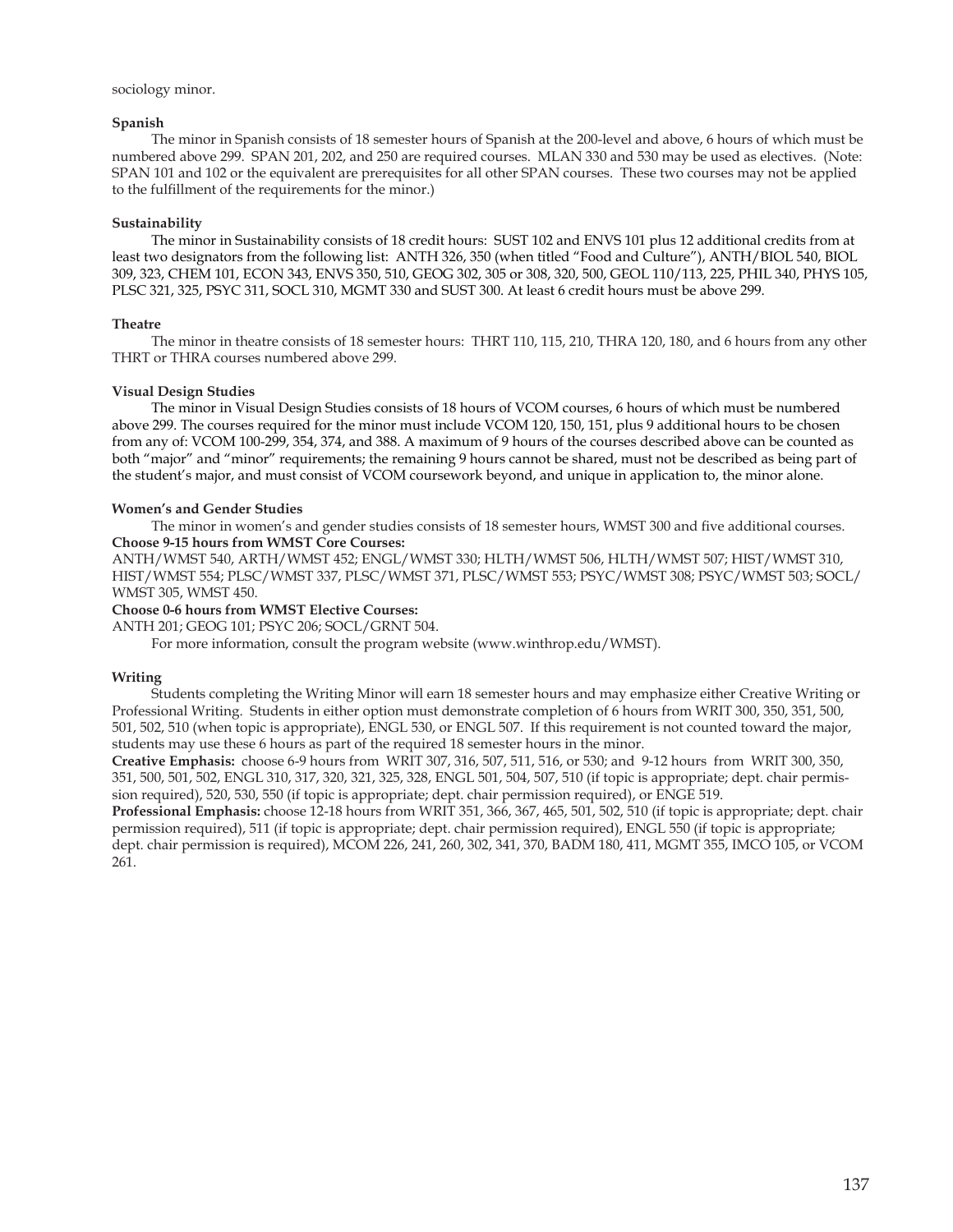sociology minor.

**Spanish**

The minor in Spanish consists of 18 semester hours of Spanish at the 200-level and above, 6 hours of which must be numbered above 299. SPAN 201, 202, and 250 are required courses. MLAN 330 and 530 may be used as electives. (Note: SPAN 101 and 102 or the equivalent are prerequisites for all other SPAN courses. These two courses may not be applied to the fulfillment of the requirements for the minor.)

**Sustainability**

The minor in Sustainability consists of 18 credit hours: SUST 102 and ENVS 101 plus 12 additional credits from at least two designators from the following list: ANTH 326, 350 (when titled "Food and Culture"), ANTH/BIOL 540, BIOL 309, 323, CHEM 101, ECON 343, ENVS 350, 510, GEOG 302, 305 or 308, 320, 500, GEOL 110/113, 225, PHIL 340, PHYS 105, PLSC 321, 325, PSYC 311, SOCL 310, MGMT 330 and SUST 300. At least 6 credit hours must be above 299.

**Theatre**

The minor in theatre consists of 18 semester hours: THRT 110, 115, 210, THRA 120, 180, and 6 hours from any other THRT or THRA courses numbered above 299.

**Visual Design Studies**

The minor in Visual Design Studies consists of 18 hours of VCOM courses, 6 hours of which must be numbered above 299. The courses required for the minor must include VCOM 120, 150, 151, plus 9 additional hours to be chosen from any of: VCOM 100-299, 354, 374, and 388. A maximum of 9 hours of the courses described above can be counted as both "major" and "minor" requirements; the remaining 9 hours cannot be shared, must not be described as being part of the student's major, and must consist of VCOM coursework beyond, and unique in application to, the minor alone.

**Women's and Gender Studies**

The minor in women's and gender studies consists of 18 semester hours, WMST 300 and five additional courses.

**Choose 9-15 hours from WMST Core Courses:**

ANTH/WMST 540, ARTH/WMST 452; ENGL/WMST 330; HLTH/WMST 506, HLTH/WMST 507; HIST/WMST 310, HIST/WMST 554; PLSC/WMST 337, PLSC/WMST 371, PLSC/WMST 553; PSYC/WMST 308; PSYC/WMST 503; SOCL/WMST 305, WMST 450.

**Choose 0-6 hours from WMST Elective Courses:**

ANTH 201; GEOG 101; PSYC 206; SOCL/GRNT 504.

For more information, consult the program website (www.winthrop.edu/WMST).

**Writing**

Students completing the Writing Minor will earn 18 semester hours and may emphasize either Creative Writing or Professional Writing. Students in either option must demonstrate completion of 6 hours from WRIT 300, 350, 351, 500, 501, 502, 510 (when topic is appropriate), ENGL 530, or ENGL 507. If this requirement is not counted toward the major, students may use these 6 hours as part of the required 18 semester hours in the minor.

**Creative Emphasis:** choose 6-9 hours from WRIT 307, 316, 507, 511, 516, or 530; and 9-12 hours from WRIT 300, 350, 351, 500, 501, 502, ENGL 310, 317, 320, 321, 325, 328, ENGL 501, 504, 507, 510 (if topic is appropriate; dept. chair permission required), 520, 530, 550 (if topic is appropriate; dept. chair permission required), or ENGE 519.

**Professional Emphasis:** choose 12-18 hours from WRIT 351, 366, 367, 465, 501, 502, 510 (if topic is appropriate; dept. chair permission required), 511 (if topic is appropriate; dept. chair permission required), ENGL 550 (if topic is appropriate; dept. chair permission is required), MCOM 226, 241, 260, 302, 341, 370, BADM 180, 411, MGMT 355, IMCO 105, or VCOM 261.